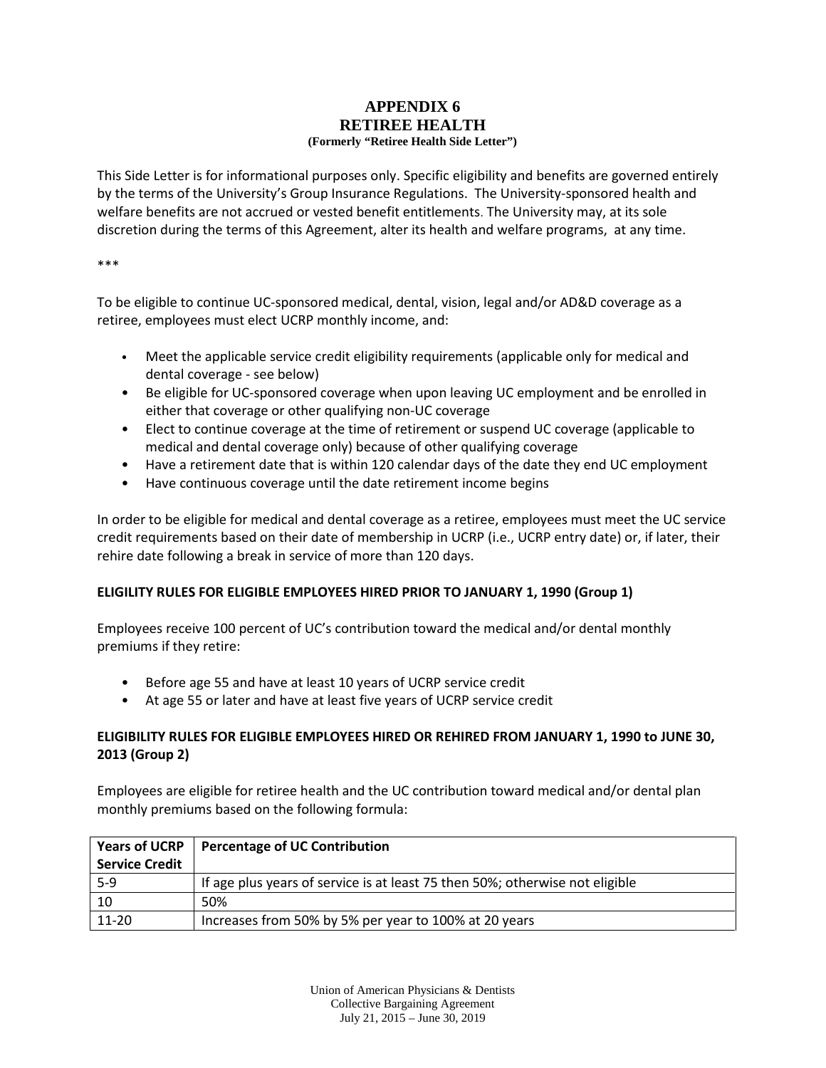# APPENDIX 6
## RETIREE HEALTH
**(Formerly "Retiree Health Side Letter")**

This Side Letter is for informational purposes only. Specific eligibility and benefits are governed entirely by the terms of the University's Group Insurance Regulations. The University-sponsored health and welfare benefits are not accrued or vested benefit entitlements. The University may, at its sole discretion during the terms of this Agreement, alter its health and welfare programs, at any time.

***

To be eligible to continue UC-sponsored medical, dental, vision, legal and/or AD&D coverage as a retiree, employees must elect UCRP monthly income, and:

- Meet the applicable service credit eligibility requirements (applicable only for medical and dental coverage - see below)
- Be eligible for UC-sponsored coverage when upon leaving UC employment and be enrolled in either that coverage or other qualifying non-UC coverage
- Elect to continue coverage at the time of retirement or suspend UC coverage (applicable to medical and dental coverage only) because of other qualifying coverage
- Have a retirement date that is within 120 calendar days of the date they end UC employment
- Have continuous coverage until the date retirement income begins

In order to be eligible for medical and dental coverage as a retiree, employees must meet the UC service credit requirements based on their date of membership in UCRP (i.e., UCRP entry date) or, if later, their rehire date following a break in service of more than 120 days.

**ELIGILITY RULES FOR ELIGIBLE EMPLOYEES HIRED PRIOR TO JANUARY 1, 1990 (Group 1)**

Employees receive 100 percent of UC's contribution toward the medical and/or dental monthly premiums if they retire:

- Before age 55 and have at least 10 years of UCRP service credit
- At age 55 or later and have at least five years of UCRP service credit

**ELIGIBILITY RULES FOR ELIGIBLE EMPLOYEES HIRED OR REHIRED FROM JANUARY 1, 1990 to JUNE 30, 2013 (Group 2)**

Employees are eligible for retiree health and the UC contribution toward medical and/or dental plan monthly premiums based on the following formula:

| Years of UCRP Service Credit | Percentage of UC Contribution |
|---|---|
| 5-9 | If age plus years of service is at least 75 then 50%; otherwise not eligible |
| 10 | 50% |
| 11-20 | Increases from 50% by 5% per year to 100% at 20 years |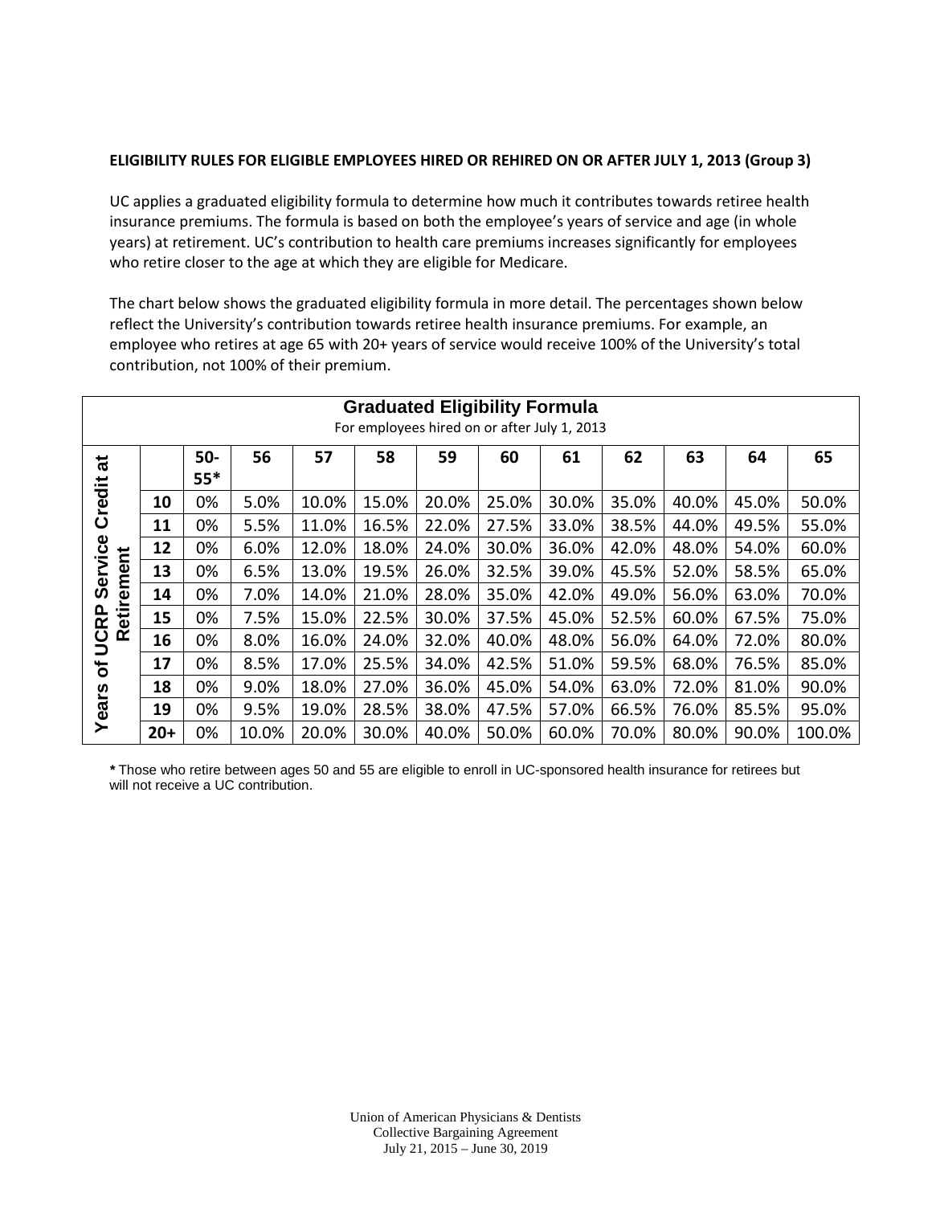**ELIGIBILITY RULES FOR ELIGIBLE EMPLOYEES HIRED OR REHIRED ON OR AFTER JULY 1, 2013 (Group 3)**

UC applies a graduated eligibility formula to determine how much it contributes towards retiree health insurance premiums. The formula is based on both the employee's years of service and age (in whole years) at retirement. UC's contribution to health care premiums increases significantly for employees who retire closer to the age at which they are eligible for Medicare.

The chart below shows the graduated eligibility formula in more detail. The percentages shown below reflect the University's contribution towards retiree health insurance premiums. For example, an employee who retires at age 65 with 20+ years of service would receive 100% of the University's total contribution, not 100% of their premium.

**Graduated Eligibility Formula**
For employees hired on or after July 1, 2013

| Years of UCRP Service Credit at Retirement | 50-55* | 56 | 57 | 58 | 59 | 60 | 61 | 62 | 63 | 64 | 65 |
|---|---|---|---|---|---|---|---|---|---|---|---|
| 10 | 0% | 5.0% | 10.0% | 15.0% | 20.0% | 25.0% | 30.0% | 35.0% | 40.0% | 45.0% | 50.0% |
| 11 | 0% | 5.5% | 11.0% | 16.5% | 22.0% | 27.5% | 33.0% | 38.5% | 44.0% | 49.5% | 55.0% |
| 12 | 0% | 6.0% | 12.0% | 18.0% | 24.0% | 30.0% | 36.0% | 42.0% | 48.0% | 54.0% | 60.0% |
| 13 | 0% | 6.5% | 13.0% | 19.5% | 26.0% | 32.5% | 39.0% | 45.5% | 52.0% | 58.5% | 65.0% |
| 14 | 0% | 7.0% | 14.0% | 21.0% | 28.0% | 35.0% | 42.0% | 49.0% | 56.0% | 63.0% | 70.0% |
| 15 | 0% | 7.5% | 15.0% | 22.5% | 30.0% | 37.5% | 45.0% | 52.5% | 60.0% | 67.5% | 75.0% |
| 16 | 0% | 8.0% | 16.0% | 24.0% | 32.0% | 40.0% | 48.0% | 56.0% | 64.0% | 72.0% | 80.0% |
| 17 | 0% | 8.5% | 17.0% | 25.5% | 34.0% | 42.5% | 51.0% | 59.5% | 68.0% | 76.5% | 85.0% |
| 18 | 0% | 9.0% | 18.0% | 27.0% | 36.0% | 45.0% | 54.0% | 63.0% | 72.0% | 81.0% | 90.0% |
| 19 | 0% | 9.5% | 19.0% | 28.5% | 38.0% | 47.5% | 57.0% | 66.5% | 76.0% | 85.5% | 95.0% |
| 20+ | 0% | 10.0% | 20.0% | 30.0% | 40.0% | 50.0% | 60.0% | 70.0% | 80.0% | 90.0% | 100.0% |

**\*** Those who retire between ages 50 and 55 are eligible to enroll in UC-sponsored health insurance for retirees but will not receive a UC contribution.